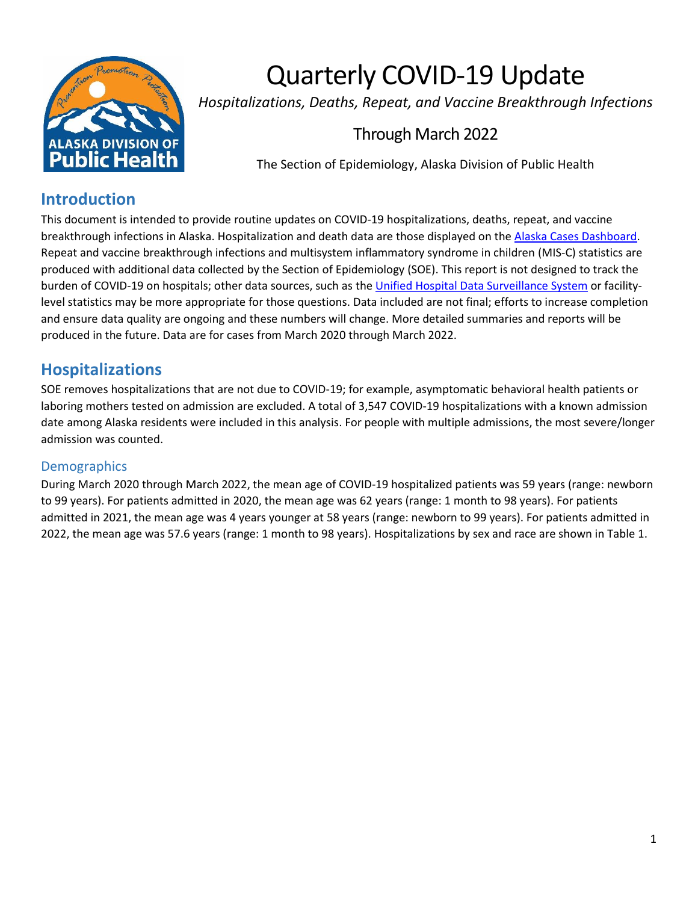# Quarterly COVID-19 Update

*Hospitalizations, Deaths, Repeat, and Vaccine Breakthrough Infections*

Through March 2022

The Section of Epidemiology, Alaska Division of Public Health

## Introduction

This document is intended to provide routine updates on COVID-19 hospitalizations, deaths, repeat, and vaccine breakthrough infections in Alaska. Hospitalization and death data are those displayed on the Alaska Cases Dashboard. Repeat and vaccine breakthrough infections and multisystem inflammatory syndrome in children (MIS-C) statistics are produced with additional data collected by the Section of Epidemiology (SOE). This report is not designed to track the burden of COVID-19 on hospitals; other data sources, such as the Unified Hospital Data Surveillance System or facility-level statistics may be more appropriate for those questions. Data included are not final; efforts to increase completion and ensure data quality are ongoing and these numbers will change. More detailed summaries and reports will be produced in the future. Data are for cases from March 2020 through March 2022.

## Hospitalizations

SOE removes hospitalizations that are not due to COVID-19; for example, asymptomatic behavioral health patients or laboring mothers tested on admission are excluded. A total of 3,547 COVID-19 hospitalizations with a known admission date among Alaska residents were included in this analysis. For people with multiple admissions, the most severe/longer admission was counted.

### Demographics

During March 2020 through March 2022, the mean age of COVID-19 hospitalized patients was 59 years (range: newborn to 99 years). For patients admitted in 2020, the mean age was 62 years (range: 1 month to 98 years). For patients admitted in 2021, the mean age was 4 years younger at 58 years (range: newborn to 99 years). For patients admitted in 2022, the mean age was 57.6 years (range: 1 month to 98 years). Hospitalizations by sex and race are shown in Table 1.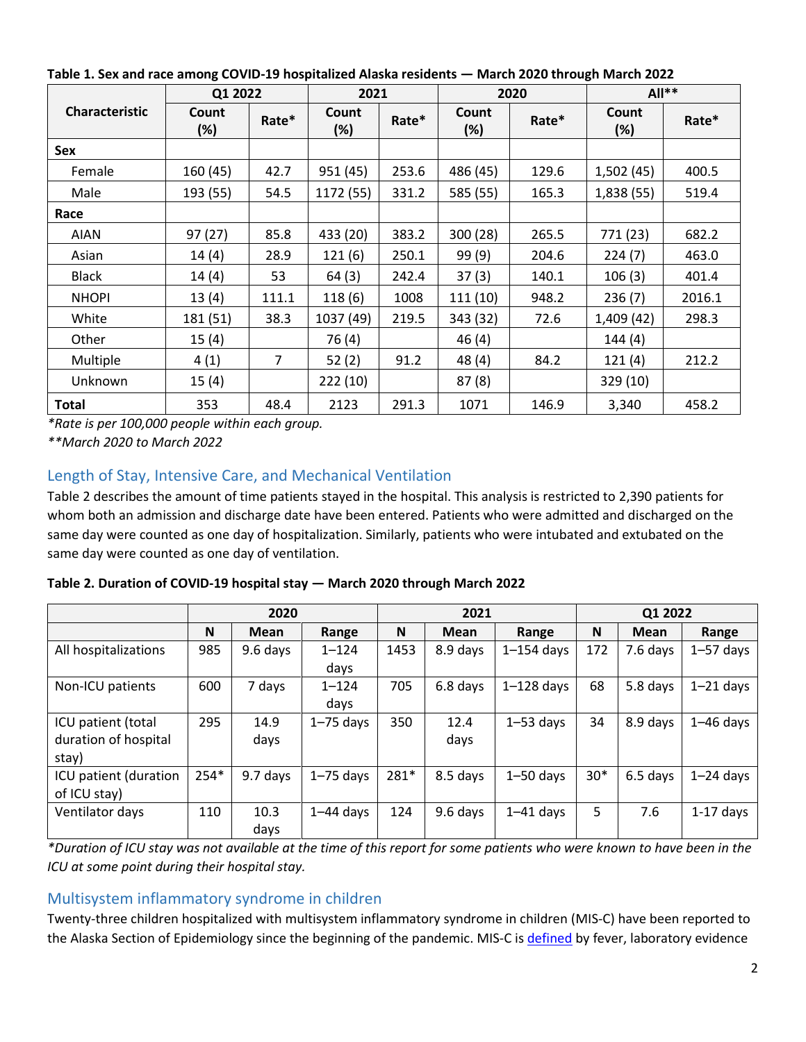**Table 1. Sex and race among COVID-19 hospitalized Alaska residents — March 2020 through March 2022**

| Characteristic | Q1 2022 | | 2021 | | 2020 | | All** | |
|---|---|---|---|---|---|---|---|---|
| | Count (%) | Rate* | Count (%) | Rate* | Count (%) | Rate* | Count (%) | Rate* |
| **Sex** | | | | | | | | |
| Female | 160 (45) | 42.7 | 951 (45) | 253.6 | 486 (45) | 129.6 | 1,502 (45) | 400.5 |
| Male | 193 (55) | 54.5 | 1172 (55) | 331.2 | 585 (55) | 165.3 | 1,838 (55) | 519.4 |
| **Race** | | | | | | | | |
| AIAN | 97 (27) | 85.8 | 433 (20) | 383.2 | 300 (28) | 265.5 | 771 (23) | 682.2 |
| Asian | 14 (4) | 28.9 | 121 (6) | 250.1 | 99 (9) | 204.6 | 224 (7) | 463.0 |
| Black | 14 (4) | 53 | 64 (3) | 242.4 | 37 (3) | 140.1 | 106 (3) | 401.4 |
| NHOPI | 13 (4) | 111.1 | 118 (6) | 1008 | 111 (10) | 948.2 | 236 (7) | 2016.1 |
| White | 181 (51) | 38.3 | 1037 (49) | 219.5 | 343 (32) | 72.6 | 1,409 (42) | 298.3 |
| Other | 15 (4) | | 76 (4) | | 46 (4) | | 144 (4) | |
| Multiple | 4 (1) | 7 | 52 (2) | 91.2 | 48 (4) | 84.2 | 121 (4) | 212.2 |
| Unknown | 15 (4) | | 222 (10) | | 87 (8) | | 329 (10) | |
| **Total** | 353 | 48.4 | 2123 | 291.3 | 1071 | 146.9 | 3,340 | 458.2 |

*\*Rate is per 100,000 people within each group.*
*\*\*March 2020 to March 2022*

## Length of Stay, Intensive Care, and Mechanical Ventilation

Table 2 describes the amount of time patients stayed in the hospital. This analysis is restricted to 2,390 patients for whom both an admission and discharge date have been entered. Patients who were admitted and discharged on the same day were counted as one day of hospitalization. Similarly, patients who were intubated and extubated on the same day were counted as one day of ventilation.

**Table 2. Duration of COVID-19 hospital stay — March 2020 through March 2022**

| | 2020 | | | 2021 | | | Q1 2022 | | |
|---|---|---|---|---|---|---|---|---|---|
| | N | Mean | Range | N | Mean | Range | N | Mean | Range |
| All hospitalizations | 985 | 9.6 days | 1–124 days | 1453 | 8.9 days | 1–154 days | 172 | 7.6 days | 1–57 days |
| Non-ICU patients | 600 | 7 days | 1–124 days | 705 | 6.8 days | 1–128 days | 68 | 5.8 days | 1–21 days |
| ICU patient (total duration of hospital stay) | 295 | 14.9 days | 1–75 days | 350 | 12.4 days | 1–53 days | 34 | 8.9 days | 1–46 days |
| ICU patient (duration of ICU stay) | 254* | 9.7 days | 1–75 days | 281* | 8.5 days | 1–50 days | 30* | 6.5 days | 1–24 days |
| Ventilator days | 110 | 10.3 days | 1–44 days | 124 | 9.6 days | 1–41 days | 5 | 7.6 | 1-17 days |

*\*Duration of ICU stay was not available at the time of this report for some patients who were known to have been in the ICU at some point during their hospital stay.*

## Multisystem inflammatory syndrome in children

Twenty-three children hospitalized with multisystem inflammatory syndrome in children (MIS-C) have been reported to the Alaska Section of Epidemiology since the beginning of the pandemic. MIS-C is defined by fever, laboratory evidence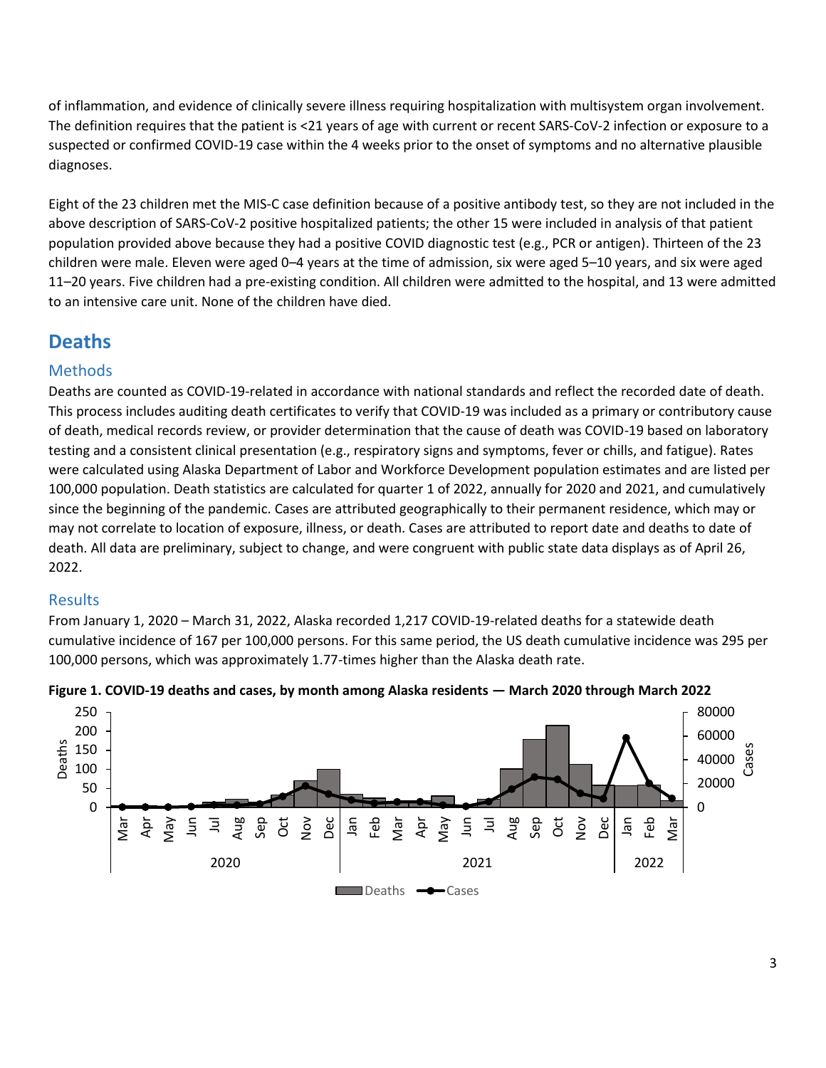of inflammation, and evidence of clinically severe illness requiring hospitalization with multisystem organ involvement. The definition requires that the patient is <21 years of age with current or recent SARS-CoV-2 infection or exposure to a suspected or confirmed COVID-19 case within the 4 weeks prior to the onset of symptoms and no alternative plausible diagnoses.

Eight of the 23 children met the MIS-C case definition because of a positive antibody test, so they are not included in the above description of SARS-CoV-2 positive hospitalized patients; the other 15 were included in analysis of that patient population provided above because they had a positive COVID diagnostic test (e.g., PCR or antigen). Thirteen of the 23 children were male. Eleven were aged 0–4 years at the time of admission, six were aged 5–10 years, and six were aged 11–20 years. Five children had a pre-existing condition. All children were admitted to the hospital, and 13 were admitted to an intensive care unit. None of the children have died.

## Deaths

### Methods

Deaths are counted as COVID-19-related in accordance with national standards and reflect the recorded date of death. This process includes auditing death certificates to verify that COVID-19 was included as a primary or contributory cause of death, medical records review, or provider determination that the cause of death was COVID-19 based on laboratory testing and a consistent clinical presentation (e.g., respiratory signs and symptoms, fever or chills, and fatigue). Rates were calculated using Alaska Department of Labor and Workforce Development population estimates and are listed per 100,000 population. Death statistics are calculated for quarter 1 of 2022, annually for 2020 and 2021, and cumulatively since the beginning of the pandemic. Cases are attributed geographically to their permanent residence, which may or may not correlate to location of exposure, illness, or death. Cases are attributed to report date and deaths to date of death. All data are preliminary, subject to change, and were congruent with public state data displays as of April 26, 2022.

### Results

From January 1, 2020 – March 31, 2022, Alaska recorded 1,217 COVID-19-related deaths for a statewide death cumulative incidence of 167 per 100,000 persons. For this same period, the US death cumulative incidence was 295 per 100,000 persons, which was approximately 1.77-times higher than the Alaska death rate.

**Figure 1. COVID-19 deaths and cases, by month among Alaska residents — March 2020 through March 2022**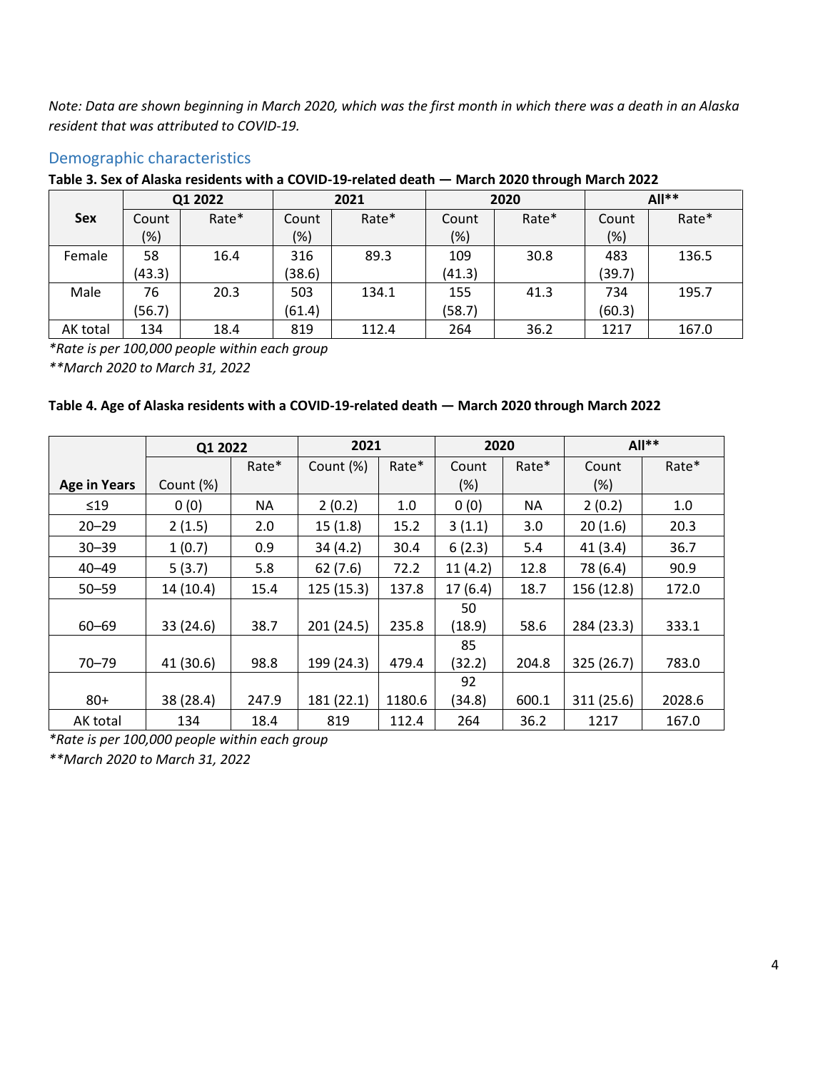*Note: Data are shown beginning in March 2020, which was the first month in which there was a death in an Alaska resident that was attributed to COVID-19.*

## Demographic characteristics

**Table 3. Sex of Alaska residents with a COVID-19-related death — March 2020 through March 2022**

| Sex | Q1 2022 | | 2021 | | 2020 | | All** | |
|---|---|---|---|---|---|---|---|---|
| | Count (%) | Rate* | Count (%) | Rate* | Count (%) | Rate* | Count (%) | Rate* |
| Female | 58 (43.3) | 16.4 | 316 (38.6) | 89.3 | 109 (41.3) | 30.8 | 483 (39.7) | 136.5 |
| Male | 76 (56.7) | 20.3 | 503 (61.4) | 134.1 | 155 (58.7) | 41.3 | 734 (60.3) | 195.7 |
| AK total | 134 | 18.4 | 819 | 112.4 | 264 | 36.2 | 1217 | 167.0 |

*Rate is per 100,000 people within each group

**March 2020 to March 31, 2022

**Table 4. Age of Alaska residents with a COVID-19-related death — March 2020 through March 2022**

| Age in Years | Q1 2022 | | 2021 | | 2020 | | All** | |
|---|---|---|---|---|---|---|---|---|
| | Count (%) | Rate* | Count (%) | Rate* | Count (%) | Rate* | Count (%) | Rate* |
| ≤19 | 0 (0) | NA | 2 (0.2) | 1.0 | 0 (0) | NA | 2 (0.2) | 1.0 |
| 20–29 | 2 (1.5) | 2.0 | 15 (1.8) | 15.2 | 3 (1.1) | 3.0 | 20 (1.6) | 20.3 |
| 30–39 | 1 (0.7) | 0.9 | 34 (4.2) | 30.4 | 6 (2.3) | 5.4 | 41 (3.4) | 36.7 |
| 40–49 | 5 (3.7) | 5.8 | 62 (7.6) | 72.2 | 11 (4.2) | 12.8 | 78 (6.4) | 90.9 |
| 50–59 | 14 (10.4) | 15.4 | 125 (15.3) | 137.8 | 17 (6.4) | 18.7 | 156 (12.8) | 172.0 |
| 60–69 | 33 (24.6) | 38.7 | 201 (24.5) | 235.8 | 50 (18.9) | 58.6 | 284 (23.3) | 333.1 |
| 70–79 | 41 (30.6) | 98.8 | 199 (24.3) | 479.4 | 85 (32.2) | 204.8 | 325 (26.7) | 783.0 |
| 80+ | 38 (28.4) | 247.9 | 181 (22.1) | 1180.6 | 92 (34.8) | 600.1 | 311 (25.6) | 2028.6 |
| AK total | 134 | 18.4 | 819 | 112.4 | 264 | 36.2 | 1217 | 167.0 |

*Rate is per 100,000 people within each group

**March 2020 to March 31, 2022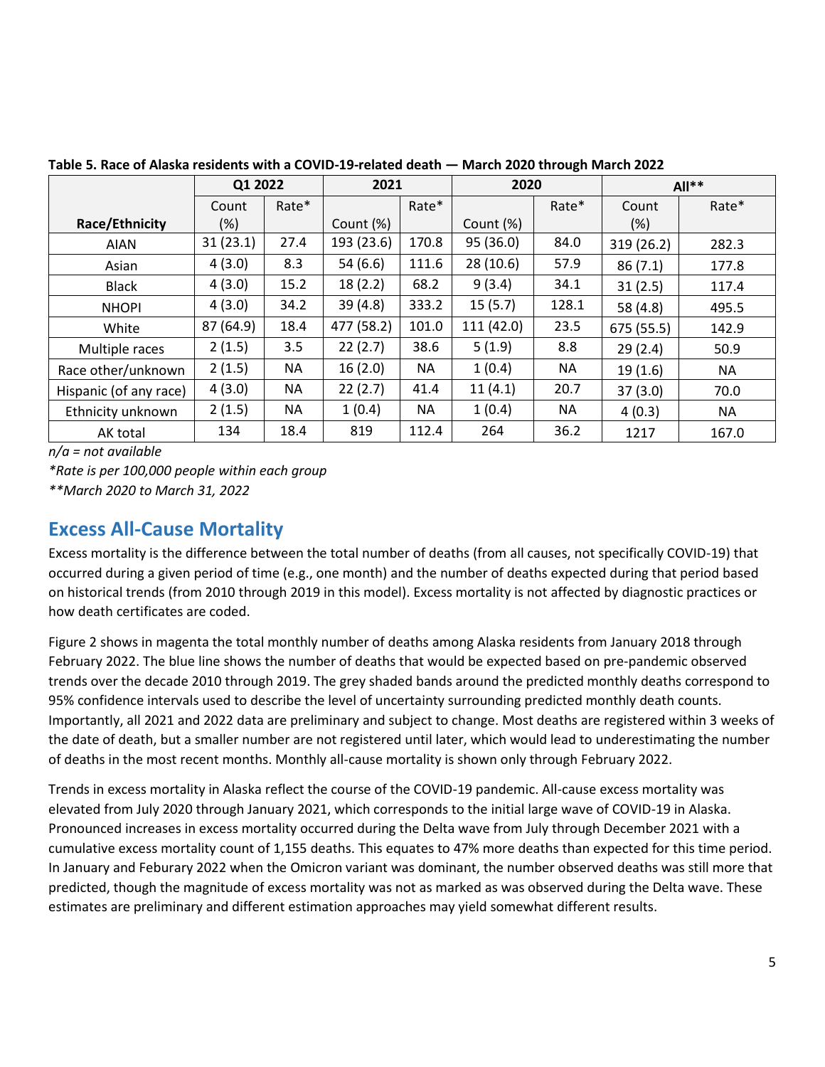**Table 5. Race of Alaska residents with a COVID-19-related death — March 2020 through March 2022**

| Race/Ethnicity | Q1 2022 | | 2021 | | 2020 | | All** | |
|---|---|---|---|---|---|---|---|---|
| | Count (%) | Rate* | Count (%) | Rate* | Count (%) | Rate* | Count (%) | Rate* |
| AIAN | 31 (23.1) | 27.4 | 193 (23.6) | 170.8 | 95 (36.0) | 84.0 | 319 (26.2) | 282.3 |
| Asian | 4 (3.0) | 8.3 | 54 (6.6) | 111.6 | 28 (10.6) | 57.9 | 86 (7.1) | 177.8 |
| Black | 4 (3.0) | 15.2 | 18 (2.2) | 68.2 | 9 (3.4) | 34.1 | 31 (2.5) | 117.4 |
| NHOPI | 4 (3.0) | 34.2 | 39 (4.8) | 333.2 | 15 (5.7) | 128.1 | 58 (4.8) | 495.5 |
| White | 87 (64.9) | 18.4 | 477 (58.2) | 101.0 | 111 (42.0) | 23.5 | 675 (55.5) | 142.9 |
| Multiple races | 2 (1.5) | 3.5 | 22 (2.7) | 38.6 | 5 (1.9) | 8.8 | 29 (2.4) | 50.9 |
| Race other/unknown | 2 (1.5) | NA | 16 (2.0) | NA | 1 (0.4) | NA | 19 (1.6) | NA |
| Hispanic (of any race) | 4 (3.0) | NA | 22 (2.7) | 41.4 | 11 (4.1) | 20.7 | 37 (3.0) | 70.0 |
| Ethnicity unknown | 2 (1.5) | NA | 1 (0.4) | NA | 1 (0.4) | NA | 4 (0.3) | NA |
| AK total | 134 | 18.4 | 819 | 112.4 | 264 | 36.2 | 1217 | 167.0 |

*n/a = not available*

*\*Rate is per 100,000 people within each group*

*\*\*March 2020 to March 31, 2022*

## Excess All-Cause Mortality

Excess mortality is the difference between the total number of deaths (from all causes, not specifically COVID-19) that occurred during a given period of time (e.g., one month) and the number of deaths expected during that period based on historical trends (from 2010 through 2019 in this model). Excess mortality is not affected by diagnostic practices or how death certificates are coded.

Figure 2 shows in magenta the total monthly number of deaths among Alaska residents from January 2018 through February 2022. The blue line shows the number of deaths that would be expected based on pre-pandemic observed trends over the decade 2010 through 2019. The grey shaded bands around the predicted monthly deaths correspond to 95% confidence intervals used to describe the level of uncertainty surrounding predicted monthly death counts. Importantly, all 2021 and 2022 data are preliminary and subject to change. Most deaths are registered within 3 weeks of the date of death, but a smaller number are not registered until later, which would lead to underestimating the number of deaths in the most recent months. Monthly all-cause mortality is shown only through February 2022.

Trends in excess mortality in Alaska reflect the course of the COVID-19 pandemic. All-cause excess mortality was elevated from July 2020 through January 2021, which corresponds to the initial large wave of COVID-19 in Alaska. Pronounced increases in excess mortality occurred during the Delta wave from July through December 2021 with a cumulative excess mortality count of 1,155 deaths. This equates to 47% more deaths than expected for this time period. In January and Feburary 2022 when the Omicron variant was dominant, the number observed deaths was still more that predicted, though the magnitude of excess mortality was not as marked as was observed during the Delta wave. These estimates are preliminary and different estimation approaches may yield somewhat different results.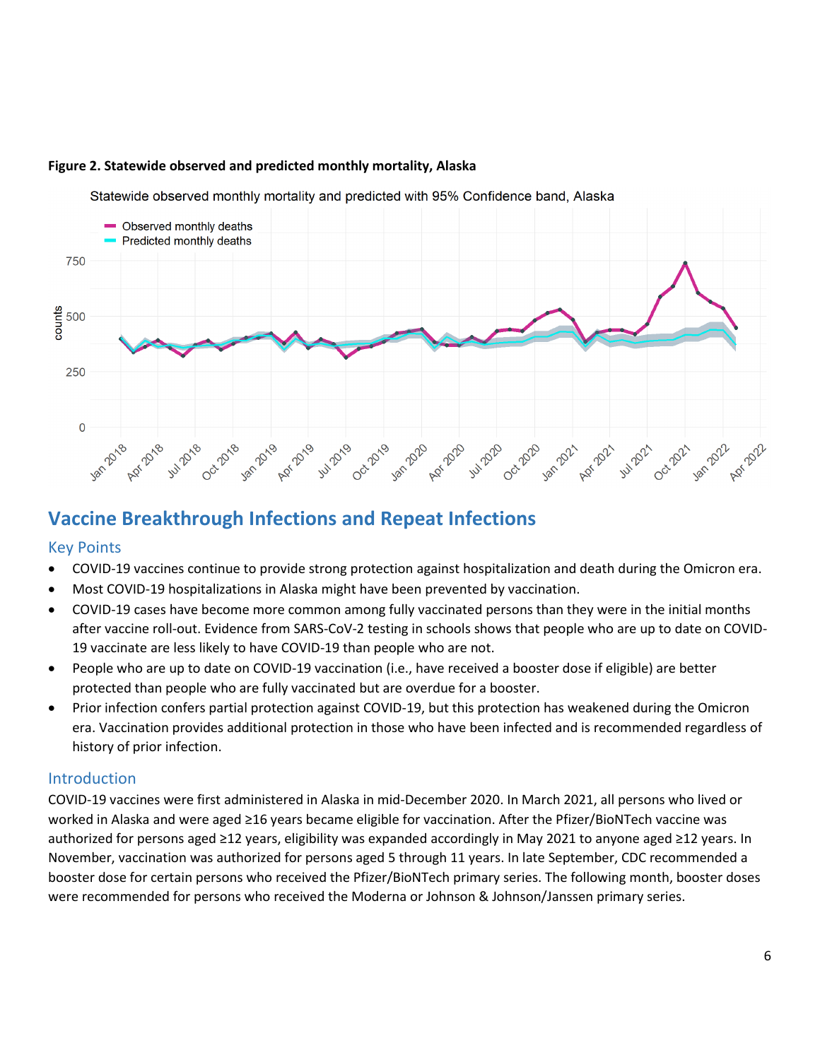**Figure 2. Statewide observed and predicted monthly mortality, Alaska**

## Vaccine Breakthrough Infections and Repeat Infections

### Key Points

- COVID-19 vaccines continue to provide strong protection against hospitalization and death during the Omicron era.
- Most COVID-19 hospitalizations in Alaska might have been prevented by vaccination.
- COVID-19 cases have become more common among fully vaccinated persons than they were in the initial months after vaccine roll-out. Evidence from SARS-CoV-2 testing in schools shows that people who are up to date on COVID-19 vaccinate are less likely to have COVID-19 than people who are not.
- People who are up to date on COVID-19 vaccination (i.e., have received a booster dose if eligible) are better protected than people who are fully vaccinated but are overdue for a booster.
- Prior infection confers partial protection against COVID-19, but this protection has weakened during the Omicron era. Vaccination provides additional protection in those who have been infected and is recommended regardless of history of prior infection.

### Introduction

COVID-19 vaccines were first administered in Alaska in mid-December 2020. In March 2021, all persons who lived or worked in Alaska and were aged ≥16 years became eligible for vaccination. After the Pfizer/BioNTech vaccine was authorized for persons aged ≥12 years, eligibility was expanded accordingly in May 2021 to anyone aged ≥12 years. In November, vaccination was authorized for persons aged 5 through 11 years. In late September, CDC recommended a booster dose for certain persons who received the Pfizer/BioNTech primary series. The following month, booster doses were recommended for persons who received the Moderna or Johnson & Johnson/Janssen primary series.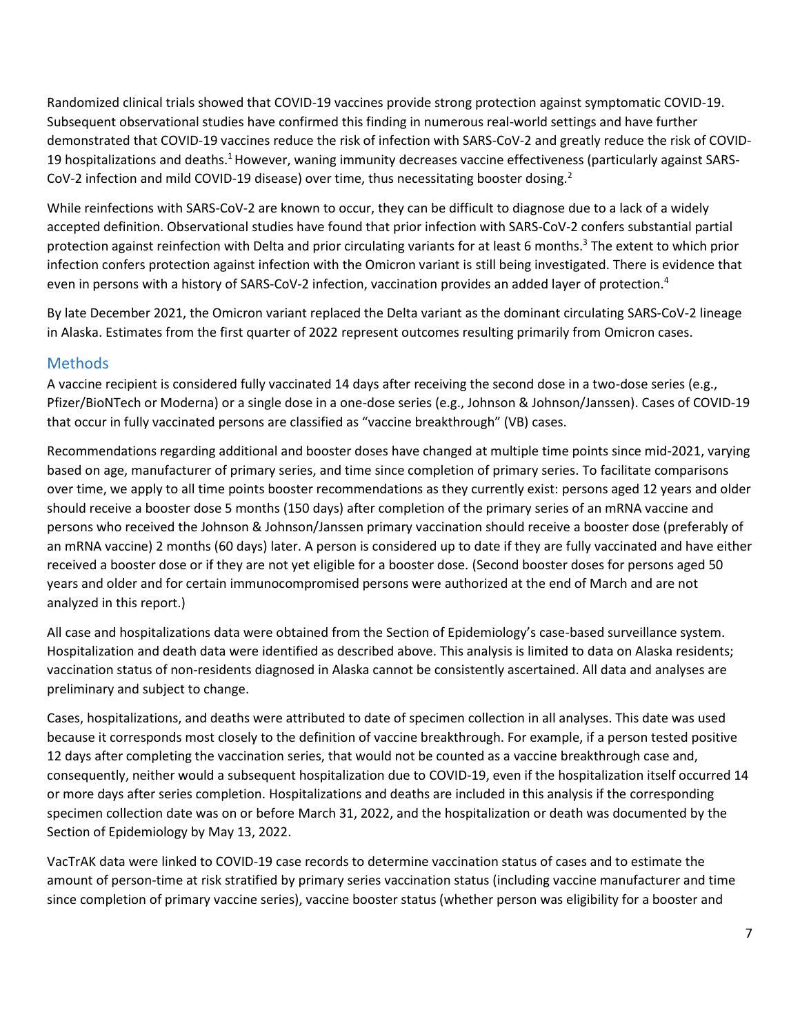Randomized clinical trials showed that COVID-19 vaccines provide strong protection against symptomatic COVID-19. Subsequent observational studies have confirmed this finding in numerous real-world settings and have further demonstrated that COVID-19 vaccines reduce the risk of infection with SARS-CoV-2 and greatly reduce the risk of COVID-19 hospitalizations and deaths.[1] However, waning immunity decreases vaccine effectiveness (particularly against SARS-CoV-2 infection and mild COVID-19 disease) over time, thus necessitating booster dosing.[2]

While reinfections with SARS-CoV-2 are known to occur, they can be difficult to diagnose due to a lack of a widely accepted definition. Observational studies have found that prior infection with SARS-CoV-2 confers substantial partial protection against reinfection with Delta and prior circulating variants for at least 6 months.[3] The extent to which prior infection confers protection against infection with the Omicron variant is still being investigated. There is evidence that even in persons with a history of SARS-CoV-2 infection, vaccination provides an added layer of protection.[4]

By late December 2021, the Omicron variant replaced the Delta variant as the dominant circulating SARS-CoV-2 lineage in Alaska. Estimates from the first quarter of 2022 represent outcomes resulting primarily from Omicron cases.

## Methods

A vaccine recipient is considered fully vaccinated 14 days after receiving the second dose in a two-dose series (e.g., Pfizer/BioNTech or Moderna) or a single dose in a one-dose series (e.g., Johnson & Johnson/Janssen). Cases of COVID-19 that occur in fully vaccinated persons are classified as "vaccine breakthrough" (VB) cases.

Recommendations regarding additional and booster doses have changed at multiple time points since mid-2021, varying based on age, manufacturer of primary series, and time since completion of primary series. To facilitate comparisons over time, we apply to all time points booster recommendations as they currently exist: persons aged 12 years and older should receive a booster dose 5 months (150 days) after completion of the primary series of an mRNA vaccine and persons who received the Johnson & Johnson/Janssen primary vaccination should receive a booster dose (preferably of an mRNA vaccine) 2 months (60 days) later. A person is considered up to date if they are fully vaccinated and have either received a booster dose or if they are not yet eligible for a booster dose. (Second booster doses for persons aged 50 years and older and for certain immunocompromised persons were authorized at the end of March and are not analyzed in this report.)

All case and hospitalizations data were obtained from the Section of Epidemiology's case-based surveillance system. Hospitalization and death data were identified as described above. This analysis is limited to data on Alaska residents; vaccination status of non-residents diagnosed in Alaska cannot be consistently ascertained. All data and analyses are preliminary and subject to change.

Cases, hospitalizations, and deaths were attributed to date of specimen collection in all analyses. This date was used because it corresponds most closely to the definition of vaccine breakthrough. For example, if a person tested positive 12 days after completing the vaccination series, that would not be counted as a vaccine breakthrough case and, consequently, neither would a subsequent hospitalization due to COVID-19, even if the hospitalization itself occurred 14 or more days after series completion. Hospitalizations and deaths are included in this analysis if the corresponding specimen collection date was on or before March 31, 2022, and the hospitalization or death was documented by the Section of Epidemiology by May 13, 2022.

VacTrAK data were linked to COVID-19 case records to determine vaccination status of cases and to estimate the amount of person-time at risk stratified by primary series vaccination status (including vaccine manufacturer and time since completion of primary vaccine series), vaccine booster status (whether person was eligibility for a booster and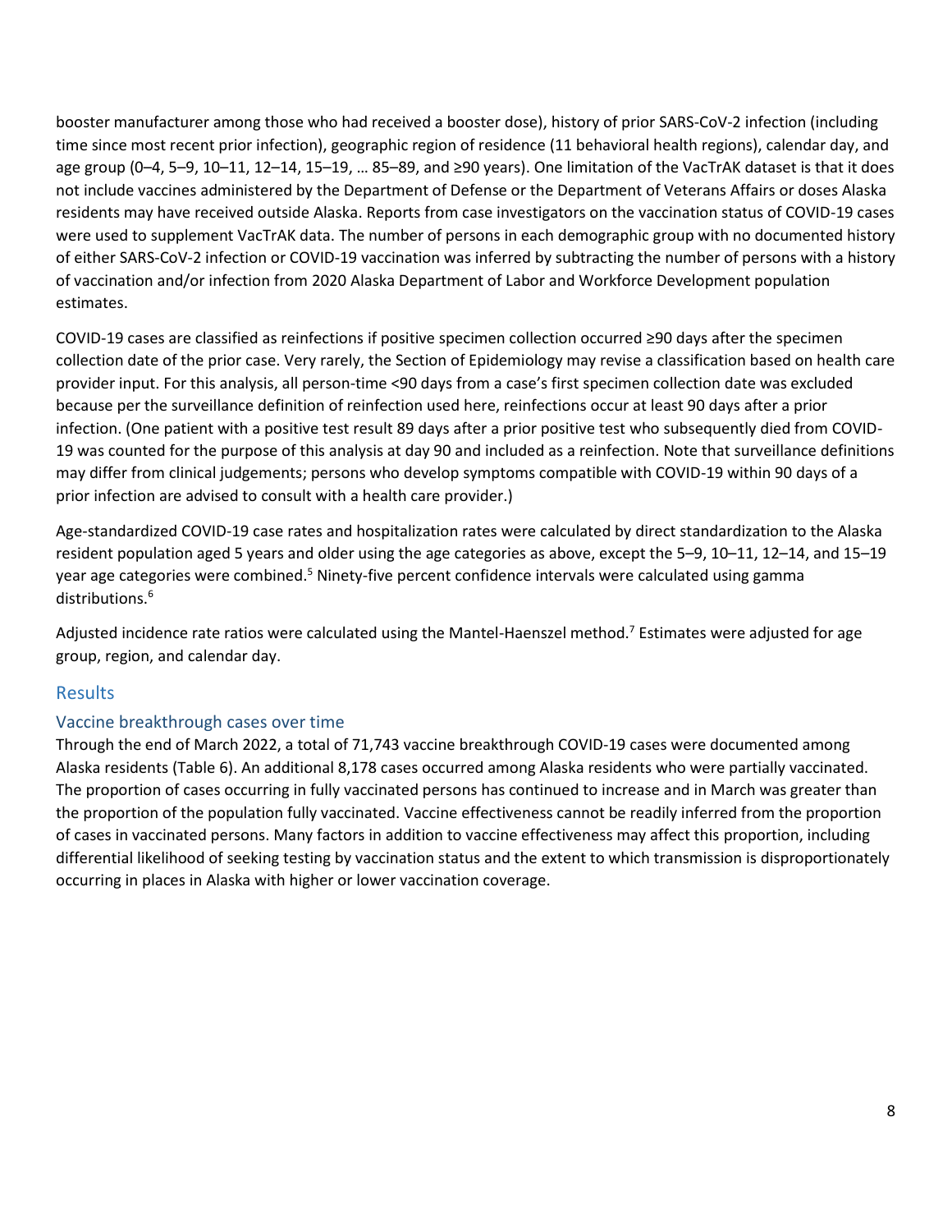booster manufacturer among those who had received a booster dose), history of prior SARS-CoV-2 infection (including time since most recent prior infection), geographic region of residence (11 behavioral health regions), calendar day, and age group (0–4, 5–9, 10–11, 12–14, 15–19, … 85–89, and ≥90 years). One limitation of the VacTrAK dataset is that it does not include vaccines administered by the Department of Defense or the Department of Veterans Affairs or doses Alaska residents may have received outside Alaska. Reports from case investigators on the vaccination status of COVID-19 cases were used to supplement VacTrAK data. The number of persons in each demographic group with no documented history of either SARS-CoV-2 infection or COVID-19 vaccination was inferred by subtracting the number of persons with a history of vaccination and/or infection from 2020 Alaska Department of Labor and Workforce Development population estimates.

COVID-19 cases are classified as reinfections if positive specimen collection occurred ≥90 days after the specimen collection date of the prior case. Very rarely, the Section of Epidemiology may revise a classification based on health care provider input. For this analysis, all person-time <90 days from a case's first specimen collection date was excluded because per the surveillance definition of reinfection used here, reinfections occur at least 90 days after a prior infection. (One patient with a positive test result 89 days after a prior positive test who subsequently died from COVID-19 was counted for the purpose of this analysis at day 90 and included as a reinfection. Note that surveillance definitions may differ from clinical judgements; persons who develop symptoms compatible with COVID-19 within 90 days of a prior infection are advised to consult with a health care provider.)

Age-standardized COVID-19 case rates and hospitalization rates were calculated by direct standardization to the Alaska resident population aged 5 years and older using the age categories as above, except the 5–9, 10–11, 12–14, and 15–19 year age categories were combined.[5] Ninety-five percent confidence intervals were calculated using gamma distributions.[6]

Adjusted incidence rate ratios were calculated using the Mantel-Haenszel method.[7] Estimates were adjusted for age group, region, and calendar day.

## Results

### Vaccine breakthrough cases over time

Through the end of March 2022, a total of 71,743 vaccine breakthrough COVID-19 cases were documented among Alaska residents (Table 6). An additional 8,178 cases occurred among Alaska residents who were partially vaccinated. The proportion of cases occurring in fully vaccinated persons has continued to increase and in March was greater than the proportion of the population fully vaccinated. Vaccine effectiveness cannot be readily inferred from the proportion of cases in vaccinated persons. Many factors in addition to vaccine effectiveness may affect this proportion, including differential likelihood of seeking testing by vaccination status and the extent to which transmission is disproportionately occurring in places in Alaska with higher or lower vaccination coverage.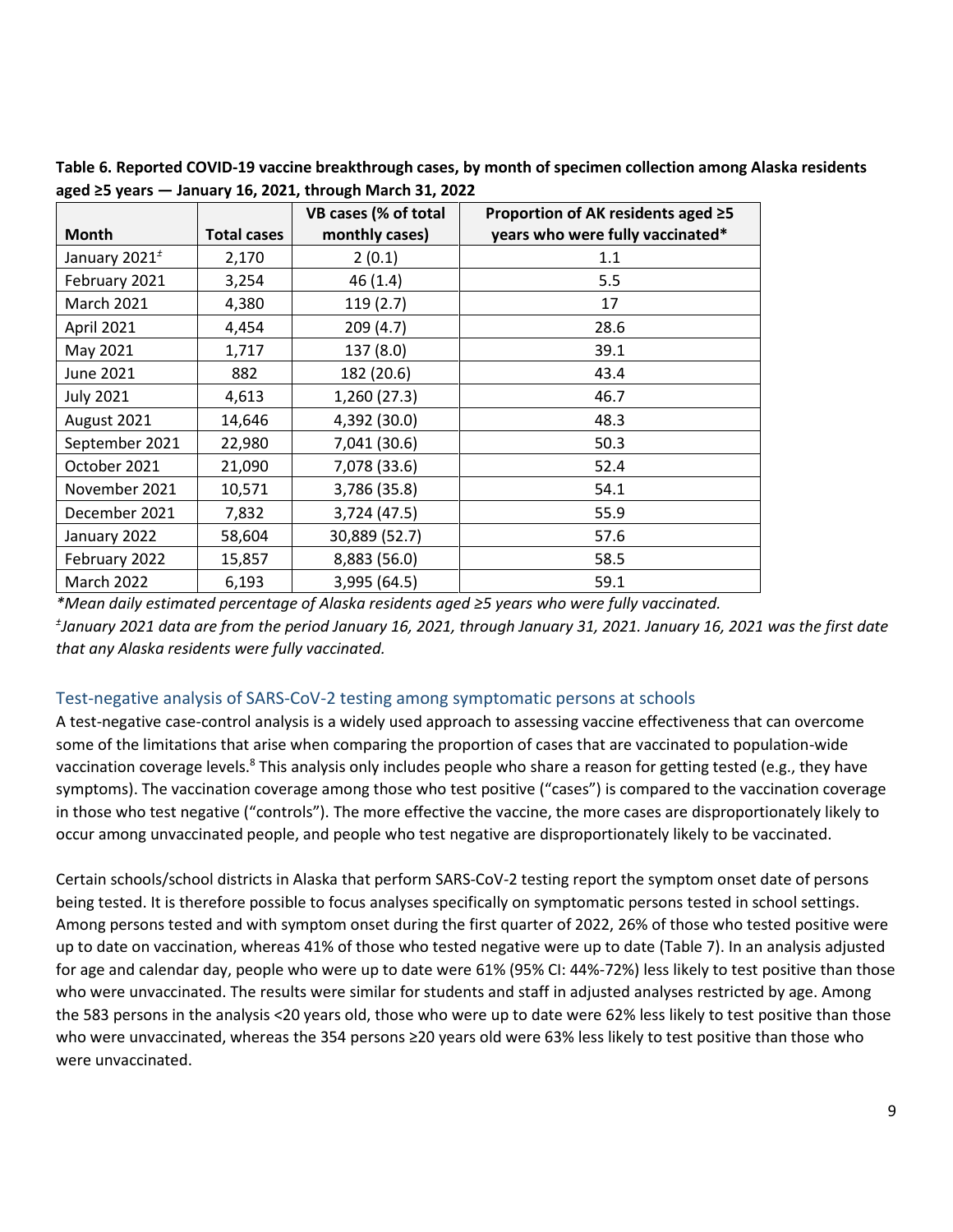**Table 6. Reported COVID-19 vaccine breakthrough cases, by month of specimen collection among Alaska residents aged ≥5 years — January 16, 2021, through March 31, 2022**

| Month | Total cases | VB cases (% of total monthly cases) | Proportion of AK residents aged ≥5 years who were fully vaccinated* |
|---|---|---|---|
| January 2021[±] | 2,170 | 2 (0.1) | 1.1 |
| February 2021 | 3,254 | 46 (1.4) | 5.5 |
| March 2021 | 4,380 | 119 (2.7) | 17 |
| April 2021 | 4,454 | 209 (4.7) | 28.6 |
| May 2021 | 1,717 | 137 (8.0) | 39.1 |
| June 2021 | 882 | 182 (20.6) | 43.4 |
| July 2021 | 4,613 | 1,260 (27.3) | 46.7 |
| August 2021 | 14,646 | 4,392 (30.0) | 48.3 |
| September 2021 | 22,980 | 7,041 (30.6) | 50.3 |
| October 2021 | 21,090 | 7,078 (33.6) | 52.4 |
| November 2021 | 10,571 | 3,786 (35.8) | 54.1 |
| December 2021 | 7,832 | 3,724 (47.5) | 55.9 |
| January 2022 | 58,604 | 30,889 (52.7) | 57.6 |
| February 2022 | 15,857 | 8,883 (56.0) | 58.5 |
| March 2022 | 6,193 | 3,995 (64.5) | 59.1 |

*Mean daily estimated percentage of Alaska residents aged ≥5 years who were fully vaccinated.

[±]January 2021 data are from the period January 16, 2021, through January 31, 2021. January 16, 2021 was the first date that any Alaska residents were fully vaccinated.*

## Test-negative analysis of SARS-CoV-2 testing among symptomatic persons at schools

A test-negative case-control analysis is a widely used approach to assessing vaccine effectiveness that can overcome some of the limitations that arise when comparing the proportion of cases that are vaccinated to population-wide vaccination coverage levels.[8] This analysis only includes people who share a reason for getting tested (e.g., they have symptoms). The vaccination coverage among those who test positive ("cases") is compared to the vaccination coverage in those who test negative ("controls"). The more effective the vaccine, the more cases are disproportionately likely to occur among unvaccinated people, and people who test negative are disproportionately likely to be vaccinated.

Certain schools/school districts in Alaska that perform SARS-CoV-2 testing report the symptom onset date of persons being tested. It is therefore possible to focus analyses specifically on symptomatic persons tested in school settings. Among persons tested and with symptom onset during the first quarter of 2022, 26% of those who tested positive were up to date on vaccination, whereas 41% of those who tested negative were up to date (Table 7). In an analysis adjusted for age and calendar day, people who were up to date were 61% (95% CI: 44%-72%) less likely to test positive than those who were unvaccinated. The results were similar for students and staff in adjusted analyses restricted by age. Among the 583 persons in the analysis <20 years old, those who were up to date were 62% less likely to test positive than those who were unvaccinated, whereas the 354 persons ≥20 years old were 63% less likely to test positive than those who were unvaccinated.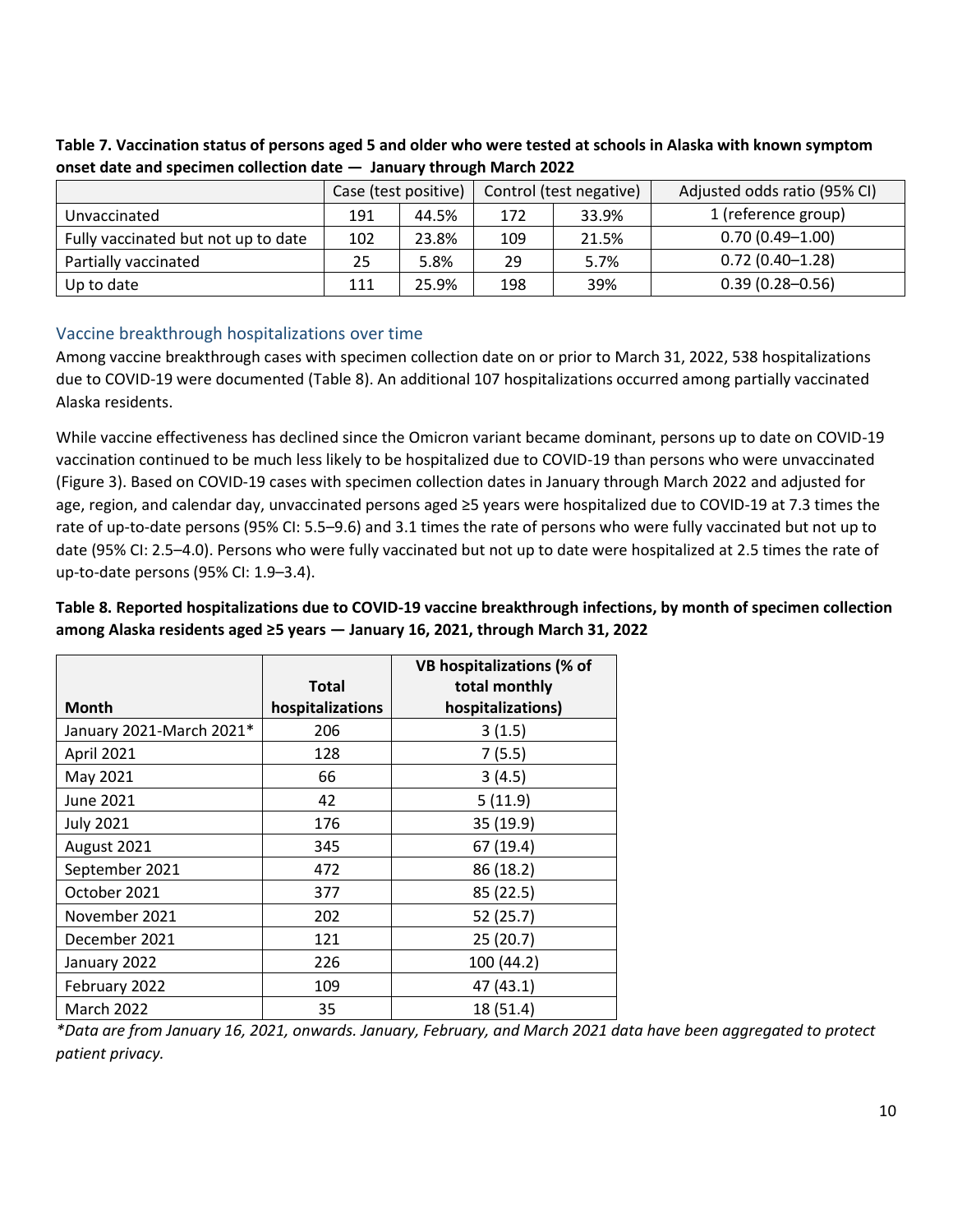**Table 7. Vaccination status of persons aged 5 and older who were tested at schools in Alaska with known symptom onset date and specimen collection date — January through March 2022**

| | Case (test positive) | | Control (test negative) | | Adjusted odds ratio (95% CI) |
|---|---|---|---|---|---|
| Unvaccinated | 191 | 44.5% | 172 | 33.9% | 1 (reference group) |
| Fully vaccinated but not up to date | 102 | 23.8% | 109 | 21.5% | 0.70 (0.49–1.00) |
| Partially vaccinated | 25 | 5.8% | 29 | 5.7% | 0.72 (0.40–1.28) |
| Up to date | 111 | 25.9% | 198 | 39% | 0.39 (0.28–0.56) |

## Vaccine breakthrough hospitalizations over time

Among vaccine breakthrough cases with specimen collection date on or prior to March 31, 2022, 538 hospitalizations due to COVID-19 were documented (Table 8). An additional 107 hospitalizations occurred among partially vaccinated Alaska residents.

While vaccine effectiveness has declined since the Omicron variant became dominant, persons up to date on COVID-19 vaccination continued to be much less likely to be hospitalized due to COVID-19 than persons who were unvaccinated (Figure 3). Based on COVID-19 cases with specimen collection dates in January through March 2022 and adjusted for age, region, and calendar day, unvaccinated persons aged ≥5 years were hospitalized due to COVID-19 at 7.3 times the rate of up-to-date persons (95% CI: 5.5–9.6) and 3.1 times the rate of persons who were fully vaccinated but not up to date (95% CI: 2.5–4.0). Persons who were fully vaccinated but not up to date were hospitalized at 2.5 times the rate of up-to-date persons (95% CI: 1.9–3.4).

**Table 8. Reported hospitalizations due to COVID-19 vaccine breakthrough infections, by month of specimen collection among Alaska residents aged ≥5 years — January 16, 2021, through March 31, 2022**

| Month | Total hospitalizations | VB hospitalizations (% of total monthly hospitalizations) |
|---|---|---|
| January 2021-March 2021* | 206 | 3 (1.5) |
| April 2021 | 128 | 7 (5.5) |
| May 2021 | 66 | 3 (4.5) |
| June 2021 | 42 | 5 (11.9) |
| July 2021 | 176 | 35 (19.9) |
| August 2021 | 345 | 67 (19.4) |
| September 2021 | 472 | 86 (18.2) |
| October 2021 | 377 | 85 (22.5) |
| November 2021 | 202 | 52 (25.7) |
| December 2021 | 121 | 25 (20.7) |
| January 2022 | 226 | 100 (44.2) |
| February 2022 | 109 | 47 (43.1) |
| March 2022 | 35 | 18 (51.4) |

*\*Data are from January 16, 2021, onwards. January, February, and March 2021 data have been aggregated to protect patient privacy.*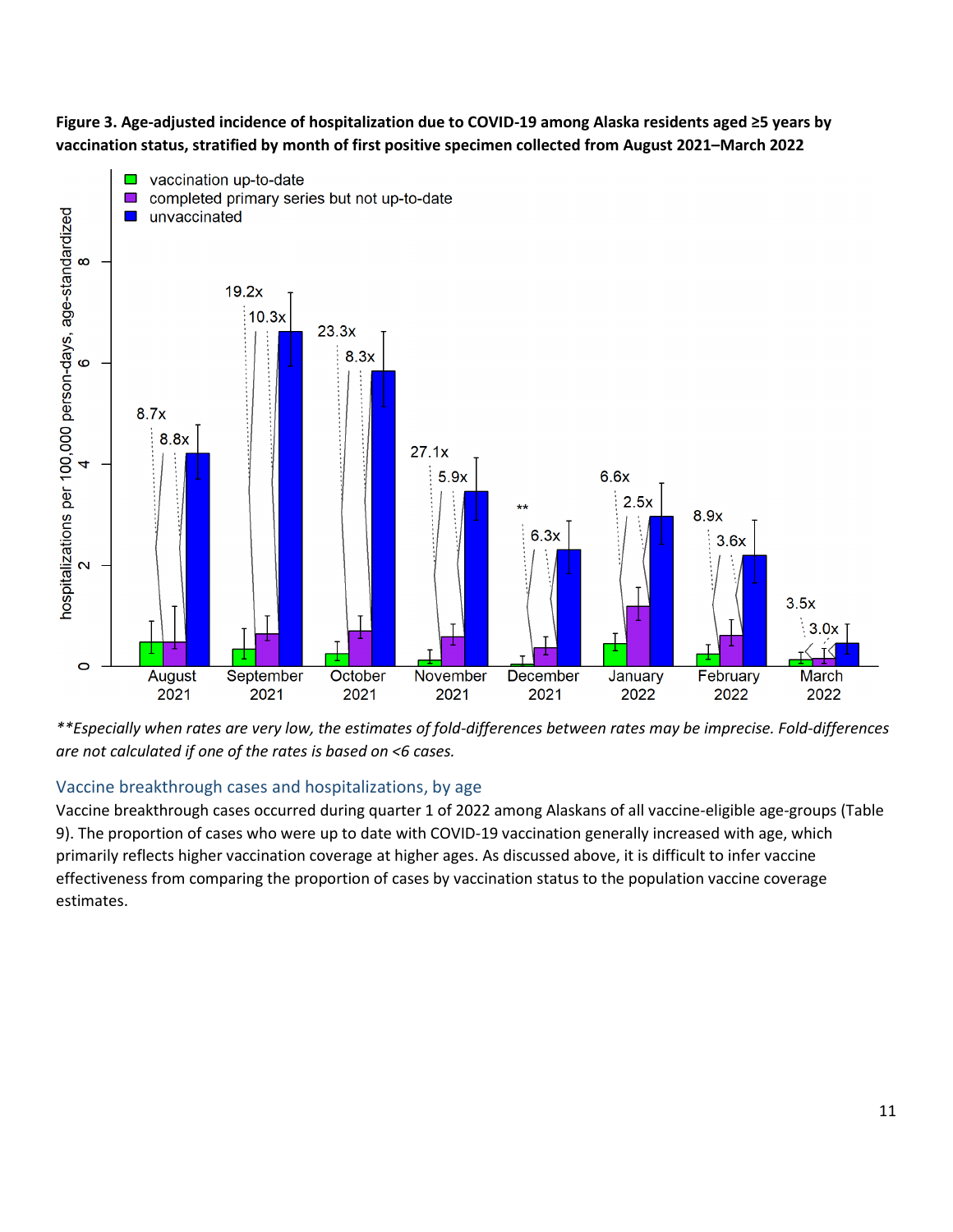**Figure 3. Age-adjusted incidence of hospitalization due to COVID-19 among Alaska residents aged ≥5 years by vaccination status, stratified by month of first positive specimen collected from August 2021–March 2022**

*\*\*Especially when rates are very low, the estimates of fold-differences between rates may be imprecise. Fold-differences are not calculated if one of the rates is based on <6 cases.*

## Vaccine breakthrough cases and hospitalizations, by age

Vaccine breakthrough cases occurred during quarter 1 of 2022 among Alaskans of all vaccine-eligible age-groups (Table 9). The proportion of cases who were up to date with COVID-19 vaccination generally increased with age, which primarily reflects higher vaccination coverage at higher ages. As discussed above, it is difficult to infer vaccine effectiveness from comparing the proportion of cases by vaccination status to the population vaccine coverage estimates.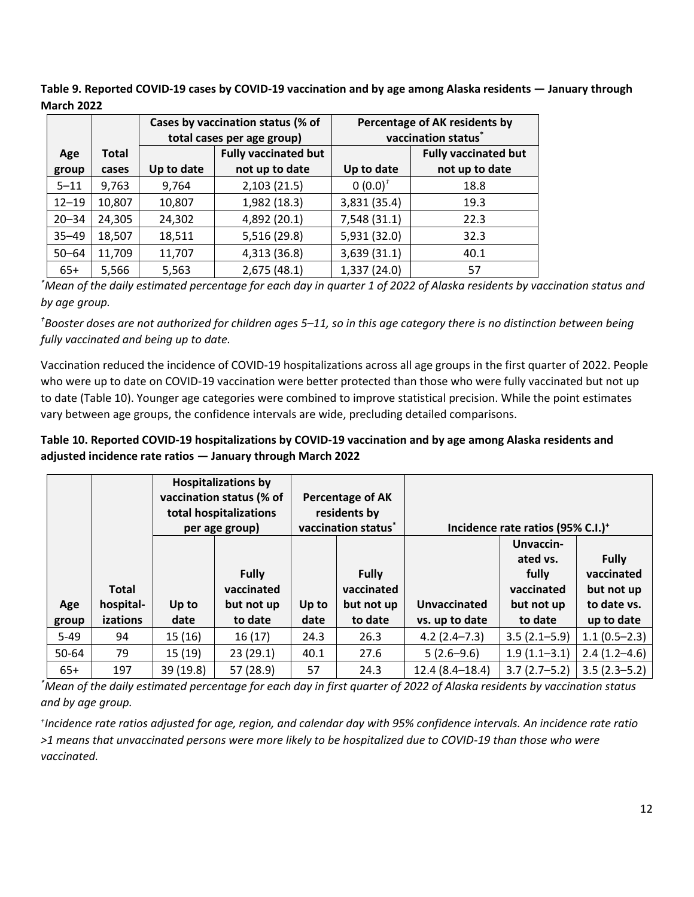**Table 9. Reported COVID-19 cases by COVID-19 vaccination and by age among Alaska residents — January through March 2022**

| | | Cases by vaccination status (% of total cases per age group) | | Percentage of AK residents by vaccination status* | |
|---|---|---|---|---|---|
| Age group | Total cases | Up to date | Fully vaccinated but not up to date | Up to date | Fully vaccinated but not up to date |
| 5–11 | 9,763 | 9,764 | 2,103 (21.5) | 0 (0.0)† | 18.8 |
| 12–19 | 10,807 | 10,807 | 1,982 (18.3) | 3,831 (35.4) | 19.3 |
| 20–34 | 24,305 | 24,302 | 4,892 (20.1) | 7,548 (31.1) | 22.3 |
| 35–49 | 18,507 | 18,511 | 5,516 (29.8) | 5,931 (32.0) | 32.3 |
| 50–64 | 11,709 | 11,707 | 4,313 (36.8) | 3,639 (31.1) | 40.1 |
| 65+ | 5,566 | 5,563 | 2,675 (48.1) | 1,337 (24.0) | 57 |

*\*Mean of the daily estimated percentage for each day in quarter 1 of 2022 of Alaska residents by vaccination status and by age group.*

*†Booster doses are not authorized for children ages 5–11, so in this age category there is no distinction between being fully vaccinated and being up to date.*

Vaccination reduced the incidence of COVID-19 hospitalizations across all age groups in the first quarter of 2022. People who were up to date on COVID-19 vaccination were better protected than those who were fully vaccinated but not up to date (Table 10). Younger age categories were combined to improve statistical precision. While the point estimates vary between age groups, the confidence intervals are wide, precluding detailed comparisons.

**Table 10. Reported COVID-19 hospitalizations by COVID-19 vaccination and by age among Alaska residents and adjusted incidence rate ratios — January through March 2022**

| | | Hospitalizations by vaccination status (% of total hospitalizations per age group) | | Percentage of AK residents by vaccination status* | | Incidence rate ratios (95% C.I.)+ | | |
|---|---|---|---|---|---|---|---|---|
| Age group | Total hospital-izations | Up to date | Fully vaccinated but not up to date | Up to date | Fully vaccinated but not up to date | Unvaccinated vs. up to date | Unvaccin-ated vs. fully vaccinated but not up to date | Fully vaccinated but not up to date vs. up to date |
| 5-49 | 94 | 15 (16) | 16 (17) | 24.3 | 26.3 | 4.2 (2.4–7.3) | 3.5 (2.1–5.9) | 1.1 (0.5–2.3) |
| 50-64 | 79 | 15 (19) | 23 (29.1) | 40.1 | 27.6 | 5 (2.6–9.6) | 1.9 (1.1–3.1) | 2.4 (1.2–4.6) |
| 65+ | 197 | 39 (19.8) | 57 (28.9) | 57 | 24.3 | 12.4 (8.4–18.4) | 3.7 (2.7–5.2) | 3.5 (2.3–5.2) |

*\*Mean of the daily estimated percentage for each day in first quarter of 2022 of Alaska residents by vaccination status and by age group.*

*+Incidence rate ratios adjusted for age, region, and calendar day with 95% confidence intervals. An incidence rate ratio >1 means that unvaccinated persons were more likely to be hospitalized due to COVID-19 than those who were vaccinated.*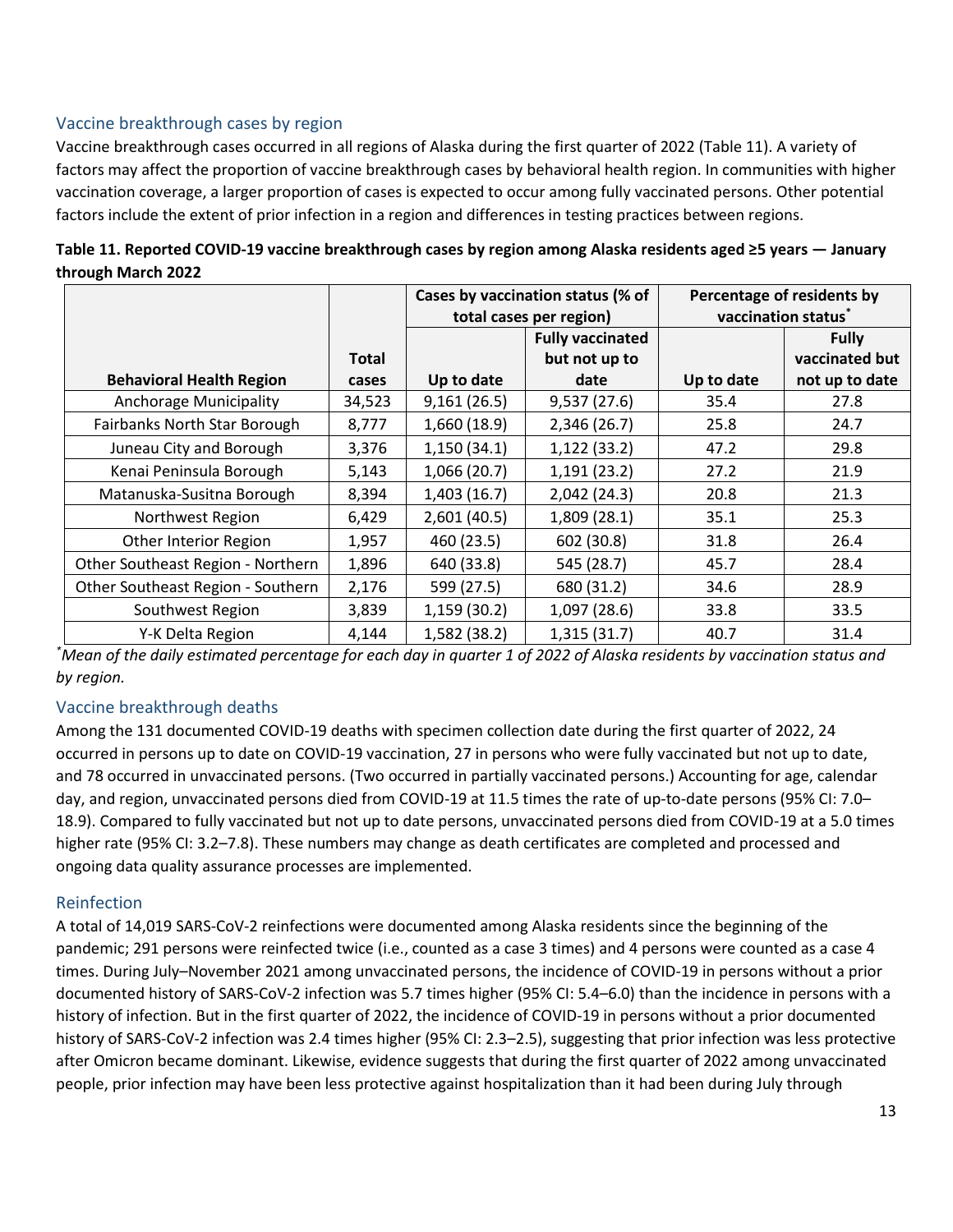## Vaccine breakthrough cases by region

Vaccine breakthrough cases occurred in all regions of Alaska during the first quarter of 2022 (Table 11). A variety of factors may affect the proportion of vaccine breakthrough cases by behavioral health region. In communities with higher vaccination coverage, a larger proportion of cases is expected to occur among fully vaccinated persons. Other potential factors include the extent of prior infection in a region and differences in testing practices between regions.

**Table 11. Reported COVID-19 vaccine breakthrough cases by region among Alaska residents aged ≥5 years — January through March 2022**

| Behavioral Health Region | Total cases | Cases by vaccination status (% of total cases per region) | | Percentage of residents by vaccination status* | |
|---|---|---|---|---|---|
| | | Up to date | Fully vaccinated but not up to date | Up to date | Fully vaccinated but not up to date |
| Anchorage Municipality | 34,523 | 9,161 (26.5) | 9,537 (27.6) | 35.4 | 27.8 |
| Fairbanks North Star Borough | 8,777 | 1,660 (18.9) | 2,346 (26.7) | 25.8 | 24.7 |
| Juneau City and Borough | 3,376 | 1,150 (34.1) | 1,122 (33.2) | 47.2 | 29.8 |
| Kenai Peninsula Borough | 5,143 | 1,066 (20.7) | 1,191 (23.2) | 27.2 | 21.9 |
| Matanuska-Susitna Borough | 8,394 | 1,403 (16.7) | 2,042 (24.3) | 20.8 | 21.3 |
| Northwest Region | 6,429 | 2,601 (40.5) | 1,809 (28.1) | 35.1 | 25.3 |
| Other Interior Region | 1,957 | 460 (23.5) | 602 (30.8) | 31.8 | 26.4 |
| Other Southeast Region - Northern | 1,896 | 640 (33.8) | 545 (28.7) | 45.7 | 28.4 |
| Other Southeast Region - Southern | 2,176 | 599 (27.5) | 680 (31.2) | 34.6 | 28.9 |
| Southwest Region | 3,839 | 1,159 (30.2) | 1,097 (28.6) | 33.8 | 33.5 |
| Y-K Delta Region | 4,144 | 1,582 (38.2) | 1,315 (31.7) | 40.7 | 31.4 |

*\*Mean of the daily estimated percentage for each day in quarter 1 of 2022 of Alaska residents by vaccination status and by region.*

## Vaccine breakthrough deaths

Among the 131 documented COVID-19 deaths with specimen collection date during the first quarter of 2022, 24 occurred in persons up to date on COVID-19 vaccination, 27 in persons who were fully vaccinated but not up to date, and 78 occurred in unvaccinated persons. (Two occurred in partially vaccinated persons.) Accounting for age, calendar day, and region, unvaccinated persons died from COVID-19 at 11.5 times the rate of up-to-date persons (95% CI: 7.0–18.9). Compared to fully vaccinated but not up to date persons, unvaccinated persons died from COVID-19 at a 5.0 times higher rate (95% CI: 3.2–7.8). These numbers may change as death certificates are completed and processed and ongoing data quality assurance processes are implemented.

## Reinfection

A total of 14,019 SARS-CoV-2 reinfections were documented among Alaska residents since the beginning of the pandemic; 291 persons were reinfected twice (i.e., counted as a case 3 times) and 4 persons were counted as a case 4 times. During July–November 2021 among unvaccinated persons, the incidence of COVID-19 in persons without a prior documented history of SARS-CoV-2 infection was 5.7 times higher (95% CI: 5.4–6.0) than the incidence in persons with a history of infection. But in the first quarter of 2022, the incidence of COVID-19 in persons without a prior documented history of SARS-CoV-2 infection was 2.4 times higher (95% CI: 2.3–2.5), suggesting that prior infection was less protective after Omicron became dominant. Likewise, evidence suggests that during the first quarter of 2022 among unvaccinated people, prior infection may have been less protective against hospitalization than it had been during July through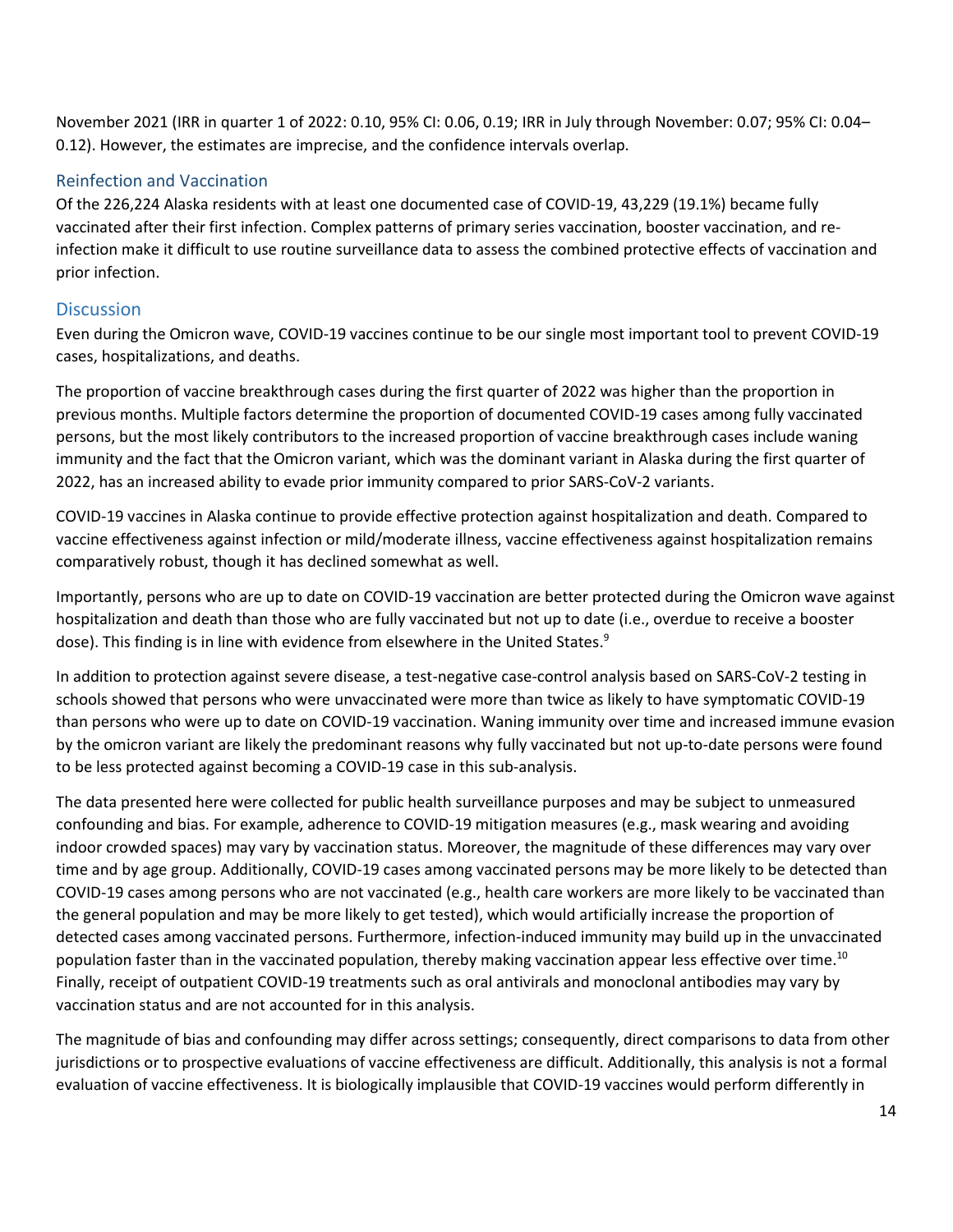November 2021 (IRR in quarter 1 of 2022: 0.10, 95% CI: 0.06, 0.19; IRR in July through November: 0.07; 95% CI: 0.04–0.12). However, the estimates are imprecise, and the confidence intervals overlap.

### Reinfection and Vaccination

Of the 226,224 Alaska residents with at least one documented case of COVID-19, 43,229 (19.1%) became fully vaccinated after their first infection. Complex patterns of primary series vaccination, booster vaccination, and re-infection make it difficult to use routine surveillance data to assess the combined protective effects of vaccination and prior infection.

## Discussion

Even during the Omicron wave, COVID-19 vaccines continue to be our single most important tool to prevent COVID-19 cases, hospitalizations, and deaths.

The proportion of vaccine breakthrough cases during the first quarter of 2022 was higher than the proportion in previous months. Multiple factors determine the proportion of documented COVID-19 cases among fully vaccinated persons, but the most likely contributors to the increased proportion of vaccine breakthrough cases include waning immunity and the fact that the Omicron variant, which was the dominant variant in Alaska during the first quarter of 2022, has an increased ability to evade prior immunity compared to prior SARS-CoV-2 variants.

COVID-19 vaccines in Alaska continue to provide effective protection against hospitalization and death. Compared to vaccine effectiveness against infection or mild/moderate illness, vaccine effectiveness against hospitalization remains comparatively robust, though it has declined somewhat as well.

Importantly, persons who are up to date on COVID-19 vaccination are better protected during the Omicron wave against hospitalization and death than those who are fully vaccinated but not up to date (i.e., overdue to receive a booster dose). This finding is in line with evidence from elsewhere in the United States.[9]

In addition to protection against severe disease, a test-negative case-control analysis based on SARS-CoV-2 testing in schools showed that persons who were unvaccinated were more than twice as likely to have symptomatic COVID-19 than persons who were up to date on COVID-19 vaccination. Waning immunity over time and increased immune evasion by the omicron variant are likely the predominant reasons why fully vaccinated but not up-to-date persons were found to be less protected against becoming a COVID-19 case in this sub-analysis.

The data presented here were collected for public health surveillance purposes and may be subject to unmeasured confounding and bias. For example, adherence to COVID-19 mitigation measures (e.g., mask wearing and avoiding indoor crowded spaces) may vary by vaccination status. Moreover, the magnitude of these differences may vary over time and by age group. Additionally, COVID-19 cases among vaccinated persons may be more likely to be detected than COVID-19 cases among persons who are not vaccinated (e.g., health care workers are more likely to be vaccinated than the general population and may be more likely to get tested), which would artificially increase the proportion of detected cases among vaccinated persons. Furthermore, infection-induced immunity may build up in the unvaccinated population faster than in the vaccinated population, thereby making vaccination appear less effective over time.[10] Finally, receipt of outpatient COVID-19 treatments such as oral antivirals and monoclonal antibodies may vary by vaccination status and are not accounted for in this analysis.

The magnitude of bias and confounding may differ across settings; consequently, direct comparisons to data from other jurisdictions or to prospective evaluations of vaccine effectiveness are difficult. Additionally, this analysis is not a formal evaluation of vaccine effectiveness. It is biologically implausible that COVID-19 vaccines would perform differently in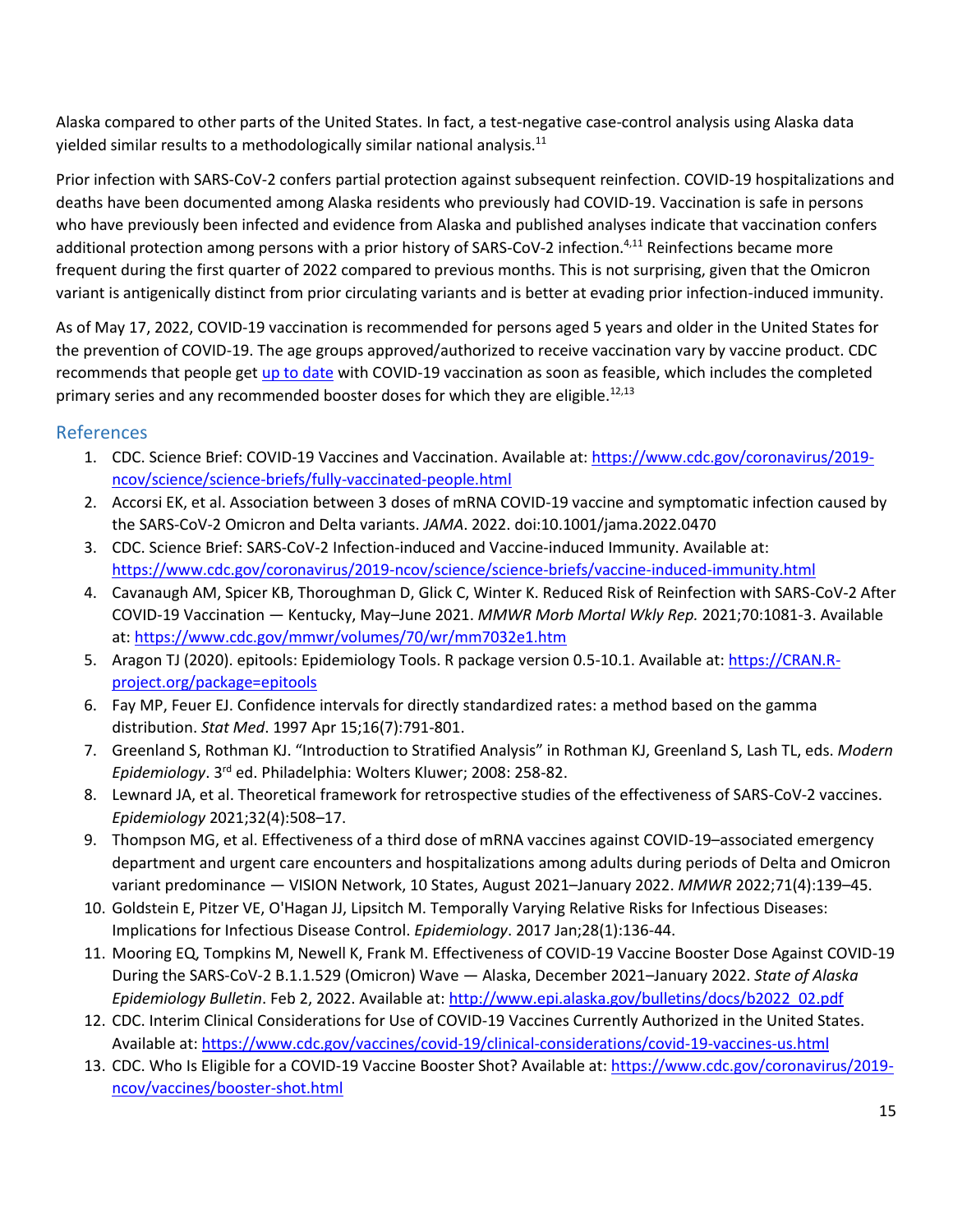Alaska compared to other parts of the United States. In fact, a test-negative case-control analysis using Alaska data yielded similar results to a methodologically similar national analysis.[11]

Prior infection with SARS-CoV-2 confers partial protection against subsequent reinfection. COVID-19 hospitalizations and deaths have been documented among Alaska residents who previously had COVID-19. Vaccination is safe in persons who have previously been infected and evidence from Alaska and published analyses indicate that vaccination confers additional protection among persons with a prior history of SARS-CoV-2 infection.[4,11] Reinfections became more frequent during the first quarter of 2022 compared to previous months. This is not surprising, given that the Omicron variant is antigenically distinct from prior circulating variants and is better at evading prior infection-induced immunity.

As of May 17, 2022, COVID-19 vaccination is recommended for persons aged 5 years and older in the United States for the prevention of COVID-19. The age groups approved/authorized to receive vaccination vary by vaccine product. CDC recommends that people get up to date with COVID-19 vaccination as soon as feasible, which includes the completed primary series and any recommended booster doses for which they are eligible.[12,13]

## References

1. CDC. Science Brief: COVID-19 Vaccines and Vaccination. Available at: https://www.cdc.gov/coronavirus/2019-ncov/science/science-briefs/fully-vaccinated-people.html
2. Accorsi EK, et al. Association between 3 doses of mRNA COVID-19 vaccine and symptomatic infection caused by the SARS-CoV-2 Omicron and Delta variants. *JAMA*. 2022. doi:10.1001/jama.2022.0470
3. CDC. Science Brief: SARS-CoV-2 Infection-induced and Vaccine-induced Immunity. Available at: https://www.cdc.gov/coronavirus/2019-ncov/science/science-briefs/vaccine-induced-immunity.html
4. Cavanaugh AM, Spicer KB, Thoroughman D, Glick C, Winter K. Reduced Risk of Reinfection with SARS-CoV-2 After COVID-19 Vaccination — Kentucky, May–June 2021. *MMWR Morb Mortal Wkly Rep.* 2021;70:1081-3. Available at: https://www.cdc.gov/mmwr/volumes/70/wr/mm7032e1.htm
5. Aragon TJ (2020). epitools: Epidemiology Tools. R package version 0.5-10.1. Available at: https://CRAN.R-project.org/package=epitools
6. Fay MP, Feuer EJ. Confidence intervals for directly standardized rates: a method based on the gamma distribution. *Stat Med*. 1997 Apr 15;16(7):791-801.
7. Greenland S, Rothman KJ. "Introduction to Stratified Analysis" in Rothman KJ, Greenland S, Lash TL, eds. *Modern Epidemiology*. 3rd ed. Philadelphia: Wolters Kluwer; 2008: 258-82.
8. Lewnard JA, et al. Theoretical framework for retrospective studies of the effectiveness of SARS-CoV-2 vaccines. *Epidemiology* 2021;32(4):508–17.
9. Thompson MG, et al. Effectiveness of a third dose of mRNA vaccines against COVID-19–associated emergency department and urgent care encounters and hospitalizations among adults during periods of Delta and Omicron variant predominance — VISION Network, 10 States, August 2021–January 2022. *MMWR* 2022;71(4):139–45.
10. Goldstein E, Pitzer VE, O'Hagan JJ, Lipsitch M. Temporally Varying Relative Risks for Infectious Diseases: Implications for Infectious Disease Control. *Epidemiology*. 2017 Jan;28(1):136-44.
11. Mooring EQ, Tompkins M, Newell K, Frank M. Effectiveness of COVID-19 Vaccine Booster Dose Against COVID-19 During the SARS-CoV-2 B.1.1.529 (Omicron) Wave — Alaska, December 2021–January 2022. *State of Alaska Epidemiology Bulletin*. Feb 2, 2022. Available at: http://www.epi.alaska.gov/bulletins/docs/b2022_02.pdf
12. CDC. Interim Clinical Considerations for Use of COVID-19 Vaccines Currently Authorized in the United States. Available at: https://www.cdc.gov/vaccines/covid-19/clinical-considerations/covid-19-vaccines-us.html
13. CDC. Who Is Eligible for a COVID-19 Vaccine Booster Shot? Available at: https://www.cdc.gov/coronavirus/2019-ncov/vaccines/booster-shot.html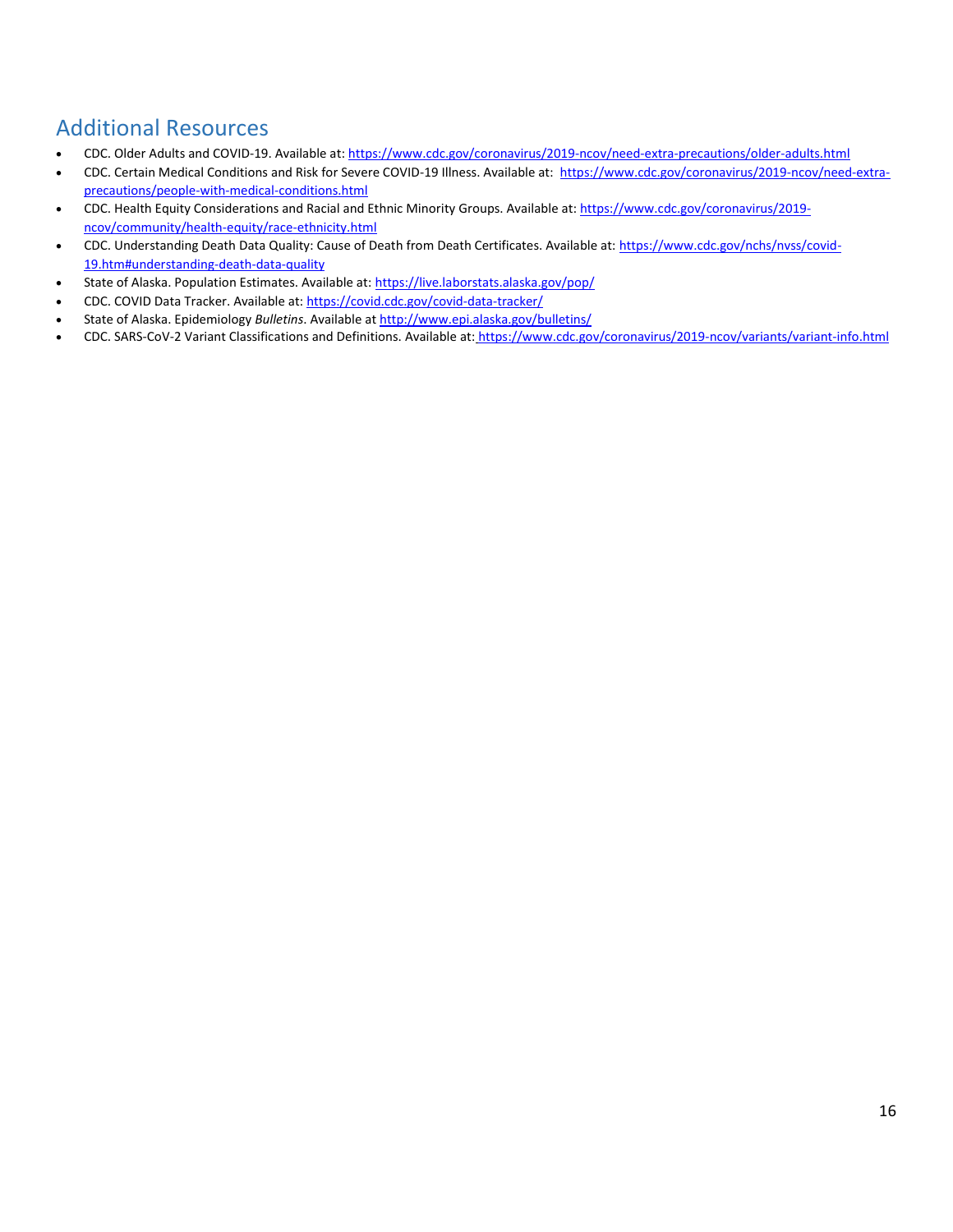## Additional Resources

- CDC. Older Adults and COVID-19. Available at: https://www.cdc.gov/coronavirus/2019-ncov/need-extra-precautions/older-adults.html
- CDC. Certain Medical Conditions and Risk for Severe COVID-19 Illness. Available at: https://www.cdc.gov/coronavirus/2019-ncov/need-extra-precautions/people-with-medical-conditions.html
- CDC. Health Equity Considerations and Racial and Ethnic Minority Groups. Available at: https://www.cdc.gov/coronavirus/2019-ncov/community/health-equity/race-ethnicity.html
- CDC. Understanding Death Data Quality: Cause of Death from Death Certificates. Available at: https://www.cdc.gov/nchs/nvss/covid-19.htm#understanding-death-data-quality
- State of Alaska. Population Estimates. Available at: https://live.laborstats.alaska.gov/pop/
- CDC. COVID Data Tracker. Available at: https://covid.cdc.gov/covid-data-tracker/
- State of Alaska. Epidemiology *Bulletins*. Available at http://www.epi.alaska.gov/bulletins/
- CDC. SARS-CoV-2 Variant Classifications and Definitions. Available at: https://www.cdc.gov/coronavirus/2019-ncov/variants/variant-info.html